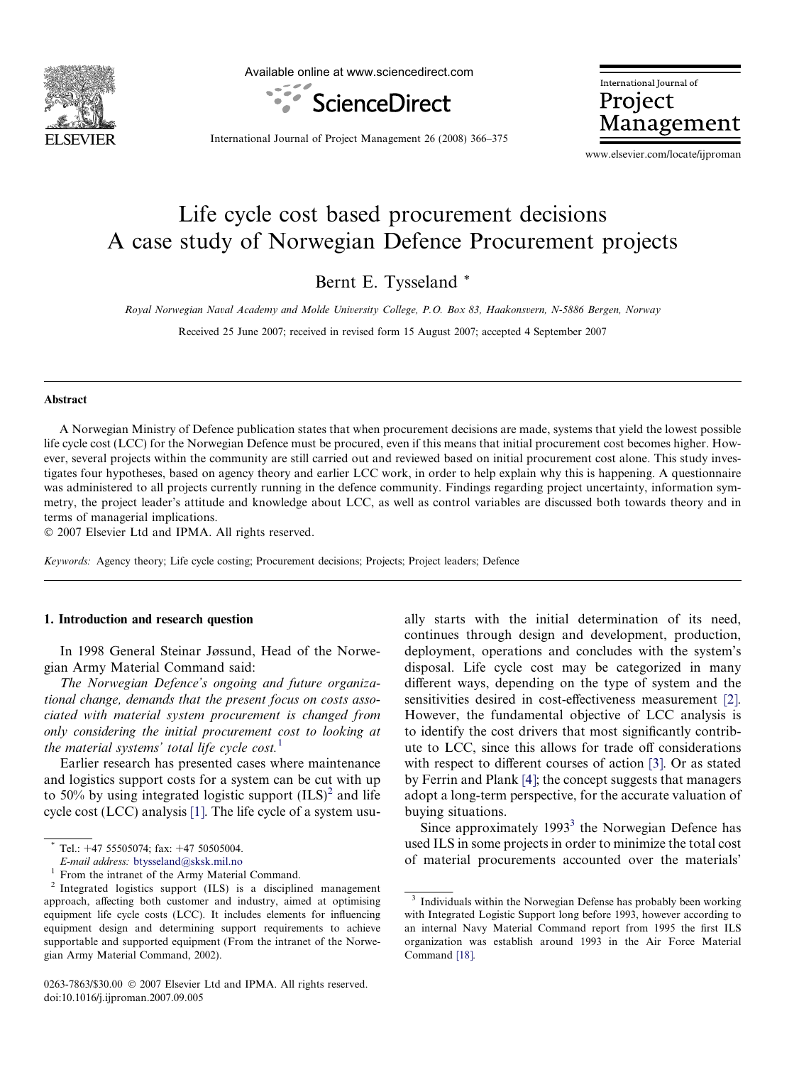# Life cycle cost based procurement decisions A case study of Norwegian Defence Procurement projects

Bernt E. Tysseland *

*Royal Norwegian Naval Academy and Molde University College, P.O. Box 83, Haakonsvern, N-5886 Bergen, Norway*

Received 25 June 2007; received in revised form 15 August 2007; accepted 4 September 2007

## Abstract

A Norwegian Ministry of Defence publication states that when procurement decisions are made, systems that yield the lowest possible life cycle cost (LCC) for the Norwegian Defence must be procured, even if this means that initial procurement cost becomes higher. However, several projects within the community are still carried out and reviewed based on initial procurement cost alone. This study investigates four hypotheses, based on agency theory and earlier LCC work, in order to help explain why this is happening. A questionnaire was administered to all projects currently running in the defence community. Findings regarding project uncertainty, information symmetry, the project leader's attitude and knowledge about LCC, as well as control variables are discussed both towards theory and in terms of managerial implications.

© 2007 Elsevier Ltd and IPMA. All rights reserved.

*Keywords:* Agency theory; Life cycle costing; Procurement decisions; Projects; Project leaders; Defence

## 1. Introduction and research question

In 1998 General Steinar Jøssund, Head of the Norwegian Army Material Command said:

*The Norwegian Defence's ongoing and future organizational change, demands that the present focus on costs associated with material system procurement is changed from only considering the initial procurement cost to looking at the material systems' total life cycle cost.*[1]

Earlier research has presented cases where maintenance and logistics support costs for a system can be cut with up to 50% by using integrated logistic support (ILS)[2] and life cycle cost (LCC) analysis [1]. The life cycle of a system usually starts with the initial determination of its need, continues through design and development, production, deployment, operations and concludes with the system's disposal. Life cycle cost may be categorized in many different ways, depending on the type of system and the sensitivities desired in cost-effectiveness measurement [2]. However, the fundamental objective of LCC analysis is to identify the cost drivers that most significantly contribute to LCC, since this allows for trade off considerations with respect to different courses of action [3]. Or as stated by Ferrin and Plank [4]; the concept suggests that managers adopt a long-term perspective, for the accurate valuation of buying situations.

Since approximately 1993[3] the Norwegian Defence has used ILS in some projects in order to minimize the total cost of material procurements accounted over the materials'

---

\* Tel.: +47 55505074; fax: +47 50505004. 
*E-mail address:* btysseland@sksk.mil.no

[1] From the intranet of the Army Material Command.

[2] Integrated logistics support (ILS) is a disciplined management approach, affecting both customer and industry, aimed at optimising equipment life cycle costs (LCC). It includes elements for influencing equipment design and determining support requirements to achieve supportable and supported equipment (From the intranet of the Norwegian Army Material Command, 2002).

[3] Individuals within the Norwegian Defense has probably been working with Integrated Logistic Support long before 1993, however according to an internal Navy Material Command report from 1995 the first ILS organization was establish around 1993 in the Air Force Material Command [18].

0263-7863/$30.00 © 2007 Elsevier Ltd and IPMA. All rights reserved. 
doi:10.1016/j.ijproman.2007.09.005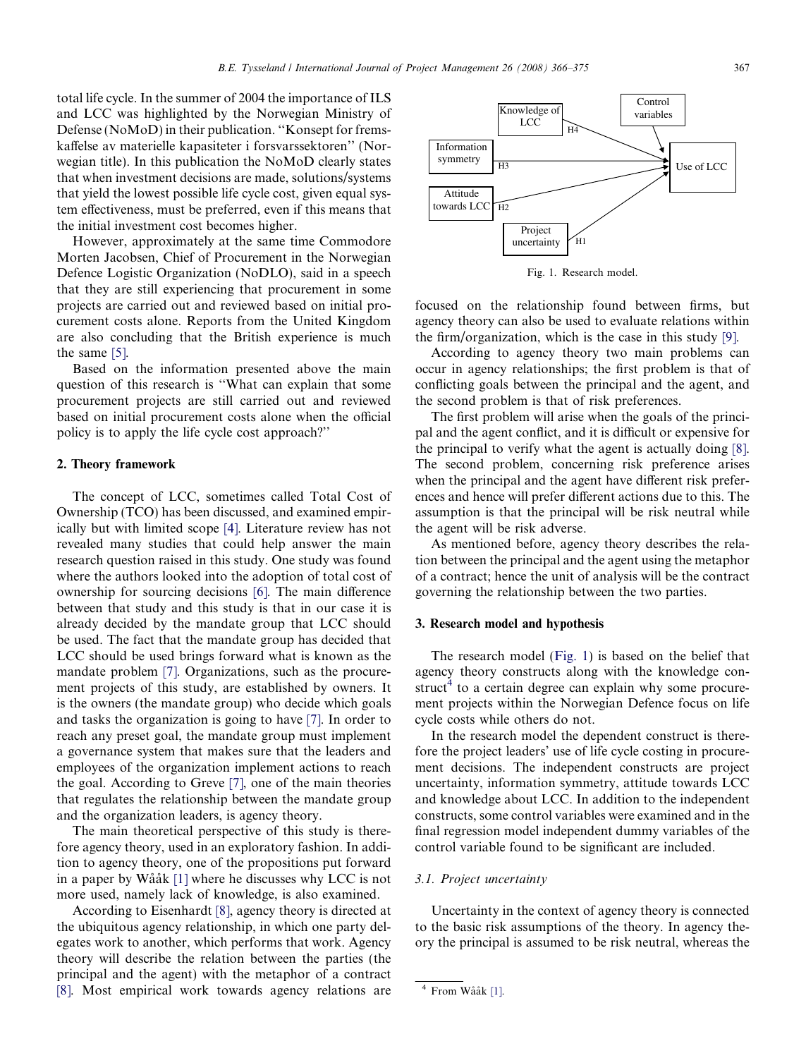total life cycle. In the summer of 2004 the importance of ILS and LCC was highlighted by the Norwegian Ministry of Defense (NoMoD) in their publication. ''Konsept for fremskaffelse av materielle kapasiteter i forsvarssektoren'' (Norwegian title). In this publication the NoMoD clearly states that when investment decisions are made, solutions/systems that yield the lowest possible life cycle cost, given equal system effectiveness, must be preferred, even if this means that the initial investment cost becomes higher.

However, approximately at the same time Commodore Morten Jacobsen, Chief of Procurement in the Norwegian Defence Logistic Organization (NoDLO), said in a speech that they are still experiencing that procurement in some projects are carried out and reviewed based on initial procurement costs alone. Reports from the United Kingdom are also concluding that the British experience is much the same [5].

Based on the information presented above the main question of this research is ''What can explain that some procurement projects are still carried out and reviewed based on initial procurement costs alone when the official policy is to apply the life cycle cost approach?''

## 2. Theory framework

The concept of LCC, sometimes called Total Cost of Ownership (TCO) has been discussed, and examined empirically but with limited scope [4]. Literature review has not revealed many studies that could help answer the main research question raised in this study. One study was found where the authors looked into the adoption of total cost of ownership for sourcing decisions [6]. The main difference between that study and this study is that in our case it is already decided by the mandate group that LCC should be used. The fact that the mandate group has decided that LCC should be used brings forward what is known as the mandate problem [7]. Organizations, such as the procurement projects of this study, are established by owners. It is the owners (the mandate group) who decide which goals and tasks the organization is going to have [7]. In order to reach any preset goal, the mandate group must implement a governance system that makes sure that the leaders and employees of the organization implement actions to reach the goal. According to Greve [7], one of the main theories that regulates the relationship between the mandate group and the organization leaders, is agency theory.

The main theoretical perspective of this study is therefore agency theory, used in an exploratory fashion. In addition to agency theory, one of the propositions put forward in a paper by Wååk [1] where he discusses why LCC is not more used, namely lack of knowledge, is also examined.

According to Eisenhardt [8], agency theory is directed at the ubiquitous agency relationship, in which one party delegates work to another, which performs that work. Agency theory will describe the relation between the parties (the principal and the agent) with the metaphor of a contract [8]. Most empirical work towards agency relations are focused on the relationship found between firms, but agency theory can also be used to evaluate relations within the firm/organization, which is the case in this study [9].

According to agency theory two main problems can occur in agency relationships; the first problem is that of conflicting goals between the principal and the agent, and the second problem is that of risk preferences.

The first problem will arise when the goals of the principal and the agent conflict, and it is difficult or expensive for the principal to verify what the agent is actually doing [8]. The second problem, concerning risk preference arises when the principal and the agent have different risk preferences and hence will prefer different actions due to this. The assumption is that the principal will be risk neutral while the agent will be risk adverse.

As mentioned before, agency theory describes the relation between the principal and the agent using the metaphor of a contract; hence the unit of analysis will be the contract governing the relationship between the two parties.

Knowledge of LCC — H4 → Use of LCC
Information symmetry — H3 → Use of LCC
Attitude towards LCC — H2 → Use of LCC
Project uncertainty — H1 → Use of LCC
Control variables → Use of LCC

Fig. 1. Research model.

## 3. Research model and hypothesis

The research model (Fig. 1) is based on the belief that agency theory constructs along with the knowledge construct[4] to a certain degree can explain why some procurement projects within the Norwegian Defence focus on life cycle costs while others do not.

In the research model the dependent construct is therefore the project leaders' use of life cycle costing in procurement decisions. The independent constructs are project uncertainty, information symmetry, attitude towards LCC and knowledge about LCC. In addition to the independent constructs, some control variables were examined and in the final regression model independent dummy variables of the control variable found to be significant are included.

### 3.1. Project uncertainty

Uncertainty in the context of agency theory is connected to the basic risk assumptions of the theory. In agency theory the principal is assumed to be risk neutral, whereas the

[4] From Wååk [1].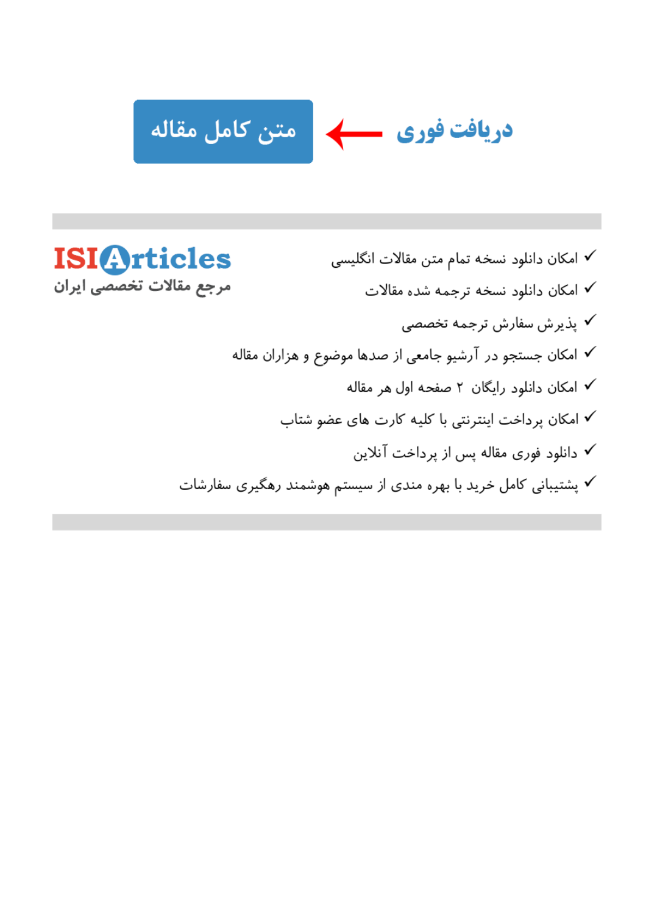دریافت فوری ← متن کامل مقاله

**ISIArticles**
مرجع مقالات تخصصی ایران

- ✓ امکان دانلود نسخه تمام متن مقالات انگلیسی
- ✓ امکان دانلود نسخه ترجمه شده مقالات
- ✓ پذیرش سفارش ترجمه تخصصی
- ✓ امکان جستجو در آرشیو جامعی از صدها موضوع و هزاران مقاله
- ✓ امکان دانلود رایگان ۲ صفحه اول هر مقاله
- ✓ امکان پرداخت اینترنتی با کلیه کارت های عضو شتاب
- ✓ دانلود فوری مقاله پس از پرداخت آنلاین
- ✓ پشتیبانی کامل خرید با بهره مندی از سیستم هوشمند رهگیری سفارشات